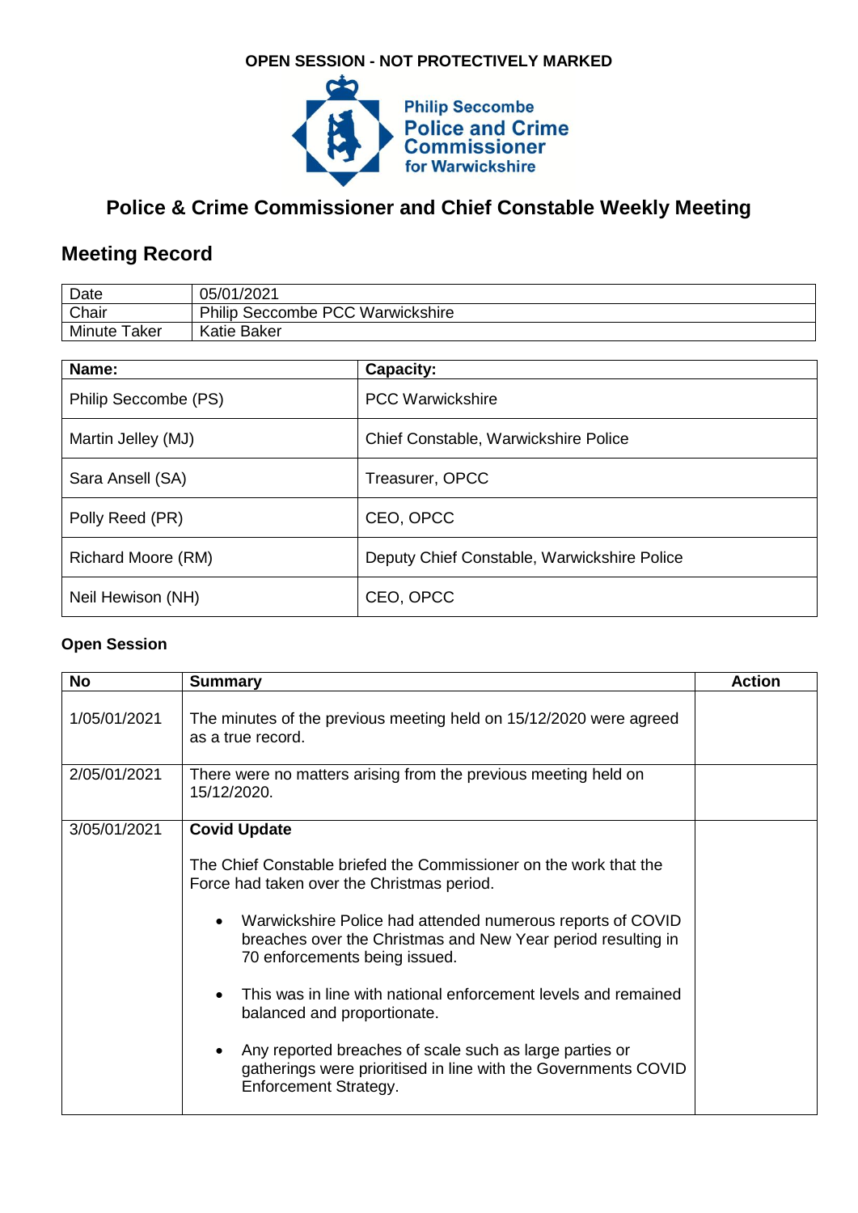OPEN SESSION - NOT PROTECTIVELY MARKED

Philip Seccombe
Police and Crime Commissioner
for Warwickshire

# Police & Crime Commissioner and Chief Constable Weekly Meeting

## Meeting Record

| Date | 05/01/2021 |
|---|---|
| Chair | Philip Seccombe PCC Warwickshire |
| Minute Taker | Katie Baker |

| Name: | Capacity: |
|---|---|
| Philip Seccombe (PS) | PCC Warwickshire |
| Martin Jelley (MJ) | Chief Constable, Warwickshire Police |
| Sara Ansell (SA) | Treasurer, OPCC |
| Polly Reed (PR) | CEO, OPCC |
| Richard Moore (RM) | Deputy Chief Constable, Warwickshire Police |
| Neil Hewison (NH) | CEO, OPCC |

### Open Session

| No | Summary | Action |
|---|---|---|
| 1/05/01/2021 | The minutes of the previous meeting held on 15/12/2020 were agreed as a true record. | |
| 2/05/01/2021 | There were no matters arising from the previous meeting held on 15/12/2020. | |
| 3/05/01/2021 | **Covid Update**<br><br>The Chief Constable briefed the Commissioner on the work that the Force had taken over the Christmas period.<br><br>• Warwickshire Police had attended numerous reports of COVID breaches over the Christmas and New Year period resulting in 70 enforcements being issued.<br><br>• This was in line with national enforcement levels and remained balanced and proportionate.<br><br>• Any reported breaches of scale such as large parties or gatherings were prioritised in line with the Governments COVID Enforcement Strategy. | |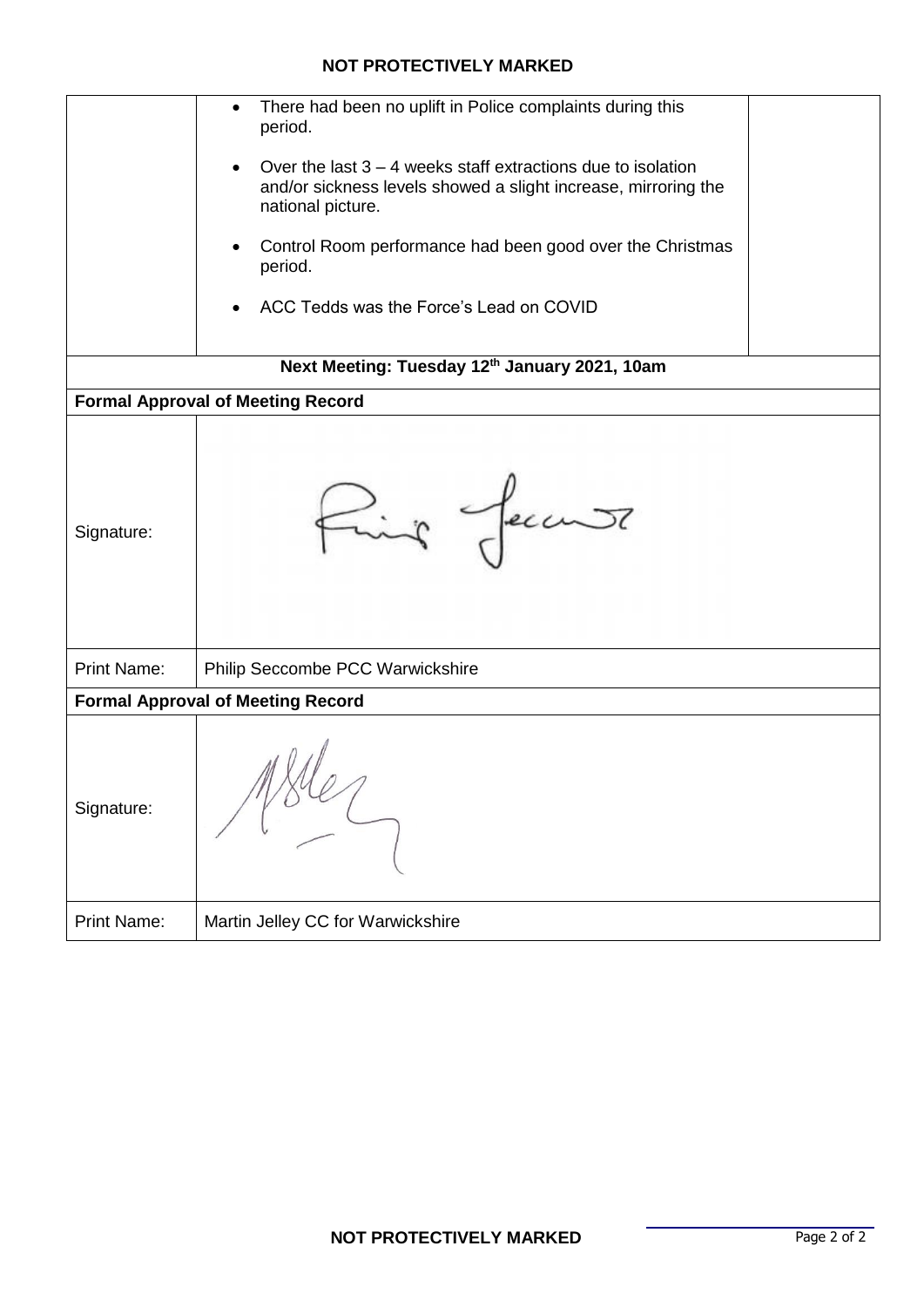| | | |
|---|---|---|
| | - There had been no uplift in Police complaints during this period.<br>- Over the last 3 – 4 weeks staff extractions due to isolation and/or sickness levels showed a slight increase, mirroring the national picture.<br>- Control Room performance had been good over the Christmas period.<br>- ACC Tedds was the Force's Lead on COVID | |

**Next Meeting: Tuesday 12th January 2021, 10am**

**Formal Approval of Meeting Record**

| | |
|---|---|
| Signature: | |
| Print Name: | Philip Seccombe PCC Warwickshire |

**Formal Approval of Meeting Record**

| | |
|---|---|
| Signature: | |
| Print Name: | Martin Jelley CC for Warwickshire |